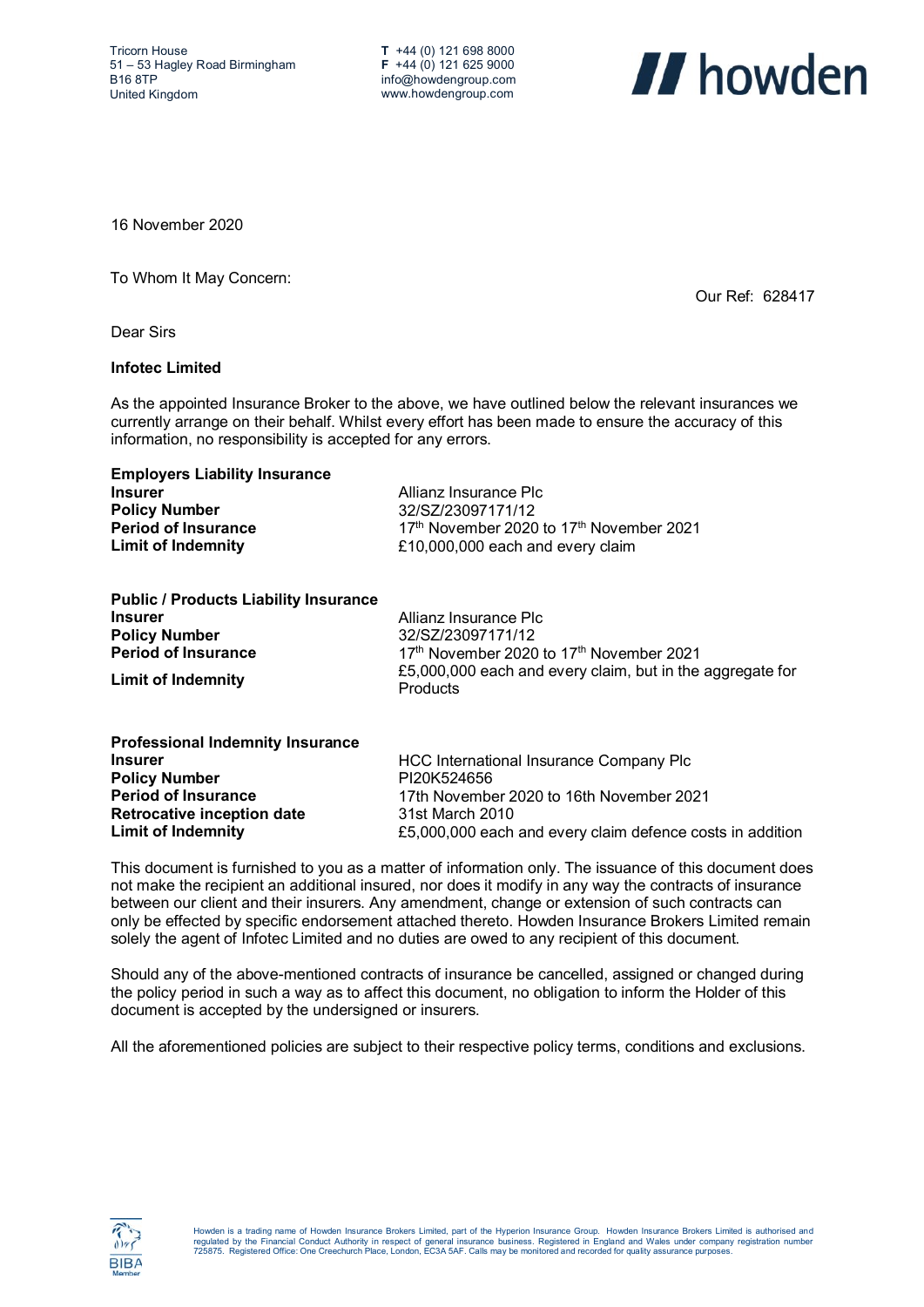Tricorn House
51 – 53 Hagley Road Birmingham
B16 8TP
United Kingdom

**T** +44 (0) 121 698 8000
**F** +44 (0) 121 625 9000
info@howdengroup.com
www.howdengroup.com

16 November 2020

To Whom It May Concern:

Our Ref: 628417

Dear Sirs

**Infotec Limited**

As the appointed Insurance Broker to the above, we have outlined below the relevant insurances we currently arrange on their behalf. Whilst every effort has been made to ensure the accuracy of this information, no responsibility is accepted for any errors.

**Employers Liability Insurance**

| | |
|---|---|
| **Insurer** | Allianz Insurance Plc |
| **Policy Number** | 32/SZ/23097171/12 |
| **Period of Insurance** | 17th November 2020 to 17th November 2021 |
| **Limit of Indemnity** | £10,000,000 each and every claim |

**Public / Products Liability Insurance**

| | |
|---|---|
| **Insurer** | Allianz Insurance Plc |
| **Policy Number** | 32/SZ/23097171/12 |
| **Period of Insurance** | 17th November 2020 to 17th November 2021 |
| **Limit of Indemnity** | £5,000,000 each and every claim, but in the aggregate for Products |

**Professional Indemnity Insurance**

| | |
|---|---|
| **Insurer** | HCC International Insurance Company Plc |
| **Policy Number** | PI20K524656 |
| **Period of Insurance** | 17th November 2020 to 16th November 2021 |
| **Retrocative inception date** | 31st March 2010 |
| **Limit of Indemnity** | £5,000,000 each and every claim defence costs in addition |

This document is furnished to you as a matter of information only. The issuance of this document does not make the recipient an additional insured, nor does it modify in any way the contracts of insurance between our client and their insurers. Any amendment, change or extension of such contracts can only be effected by specific endorsement attached thereto. Howden Insurance Brokers Limited remain solely the agent of Infotec Limited and no duties are owed to any recipient of this document.

Should any of the above-mentioned contracts of insurance be cancelled, assigned or changed during the policy period in such a way as to affect this document, no obligation to inform the Holder of this document is accepted by the undersigned or insurers.

All the aforementioned policies are subject to their respective policy terms, conditions and exclusions.

Howden is a trading name of Howden Insurance Brokers Limited, part of the Hyperion Insurance Group. Howden Insurance Brokers Limited is authorised and regulated by the Financial Conduct Authority in respect of general insurance business. Registered in England and Wales under company registration number 725875. Registered Office: One Creechurch Place, London, EC3A 5AF. Calls may be monitored and recorded for quality assurance purposes.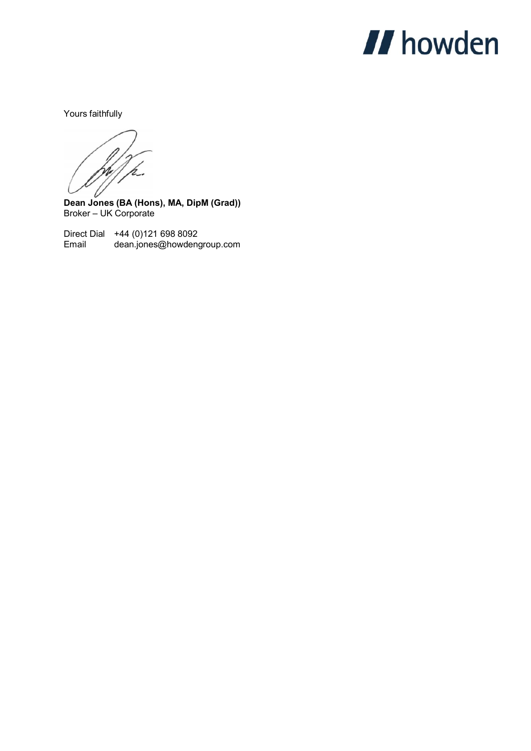Yours faithfully

**Dean Jones (BA (Hons), MA, DipM (Grad))**
Broker – UK Corporate

Direct Dial +44 (0)121 698 8092
Email dean.jones@howdengroup.com